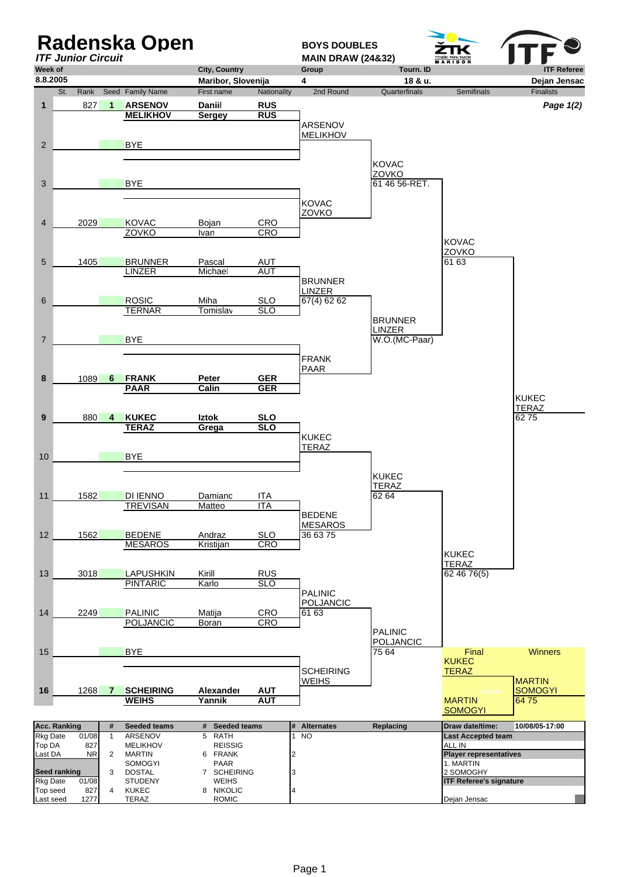# Radenska Open

*ITF Junior Circuit*

**BOYS DOUBLES**
**MAIN DRAW (24&32)**

| Week of | City, Country | Group | Tourn. ID | ITF Referee |
|---|---|---|---|---|
| 8.8.2005 | Maribor, Slovenija | 4 | 18 & u. | Dejan Jensac |

*Page 1(2)*

| St. | Rank | Seed | Family Name | First name | Nationality | 2nd Round | Quarterfinals | Semifinals | Finalists |
|---|---|---|---|---|---|---|---|---|---|
| 1 | 827 | 1 | **ARSENOV** / **MELIKHOV** | **Daniil** / **Sergey** | **RUS** / **RUS** | ARSENOV / MELIKHOV | | | |
| 2 | | | BYE | | | | KOVAC / ZOVKO 61 46 56-RET. | | |
| 3 | | | BYE | | | KOVAC / ZOVKO | | | |
| 4 | 2029 | | KOVAC / ZOVKO | Bojan / Ivan | CRO / CRO | | | KOVAC / ZOVKO 61 63 | |
| 5 | 1405 | | BRUNNER / LINZER | Pascal / Michael | AUT / AUT | BRUNNER / LINZER 67(4) 62 62 | | | |
| 6 | | | ROSIC / TERNAR | Miha / Tomislav | SLO / SLO | | BRUNNER / LINZER W.O.(MC-Paar) | | |
| 7 | | | BYE | | | FRANK / PAAR | | | |
| 8 | 1089 | 6 | **FRANK** / **PAAR** | **Peter** / **Calin** | **GER** / **GER** | | | | KUKEC / TERAZ 62 75 |
| 9 | 880 | 4 | **KUKEC** / **TERAZ** | **Iztok** / **Grega** | **SLO** / **SLO** | KUKEC / TERAZ | | | |
| 10 | | | BYE | | | | KUKEC / TERAZ 62 64 | | |
| 11 | 1582 | | DI IENNO / TREVISAN | Damiano / Matteo | ITA / ITA | BEDENE / MESAROS 36 63 75 | | | |
| 12 | 1562 | | BEDENE / MESAROS | Andraz / Kristijan | SLO / CRO | | | KUKEC / TERAZ 62 46 76(5) | |
| 13 | 3018 | | LAPUSHKIN / PINTARIC | Kirill / Karlo | RUS / SLO | PALINIC / POLJANCIC 61 63 | | | |
| 14 | 2249 | | PALINIC / POLJANCIC | Matija / Boran | CRO / CRO | | PALINIC / POLJANCIC 75 64 | | |
| 15 | | | BYE | | | SCHEIRING / WEIHS | | | |
| 16 | 1268 | 7 | **SCHEIRING** / **WEIHS** | **Alexander** / **Yannik** | **AUT** / **AUT** | | | | |

**Final:** KUKEC / TERAZ vs. MARTIN / SOMOGYI

**Winners:** MARTIN / SOMOGYI 64 75

| Acc. Ranking | | # | Seeded teams | # | Seeded teams | # | Alternates | Replacing | Draw date/time: | 10/08/05-17:00 |
|---|---|---|---|---|---|---|---|---|---|---|
| Rkg Date | 01/08 | 1 | ARSENOV | 5 | RATH | 1 | NO | | Last Accepted team | |
| Top DA | 827 | | MELIKHOV | | REISSIG | | | | ALL IN | |
| Last DA | NR | 2 | MARTIN | 6 | FRANK | 2 | | | Player representatives | |
| | | | SOMOGYI | | PAAR | | | | 1. MARTIN | |
| Seed ranking | | 3 | DOSTAL | 7 | SCHEIRING | 3 | | | 2 SOMOGHY | |
| Rkg Date | 01/08 | | STUDENY | | WEIHS | | | | ITF Referee's signature | |
| Top seed | 827 | 4 | KUKEC | 8 | NIKOLIC | 4 | | | | |
| Last seed | 1277 | | TERAZ | | ROMIC | | | | Dejan Jensac | |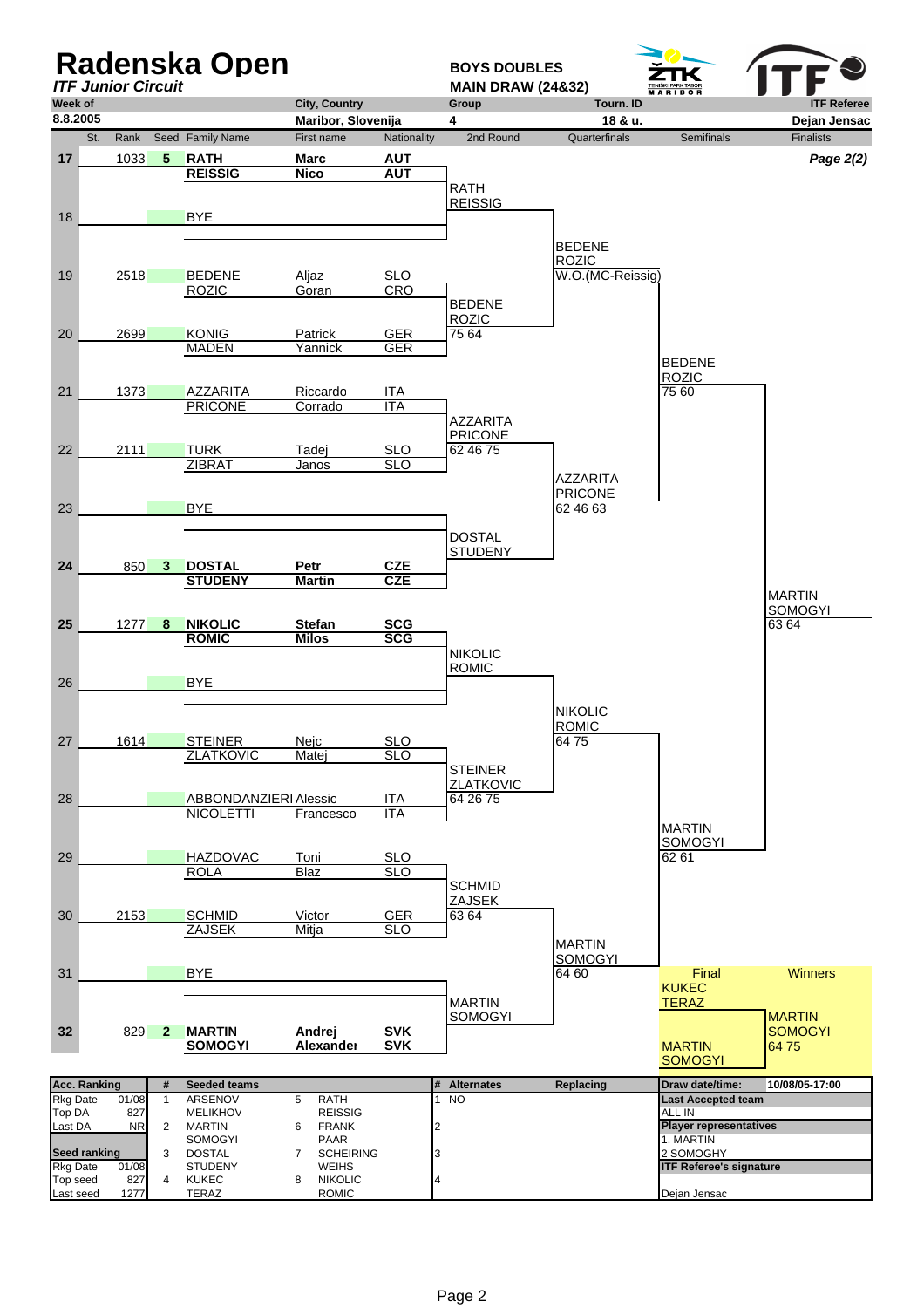# Radenska Open

*ITF Junior Circuit*

**BOYS DOUBLES**
**MAIN DRAW (24&32)**

| Week of | City, Country | Group | Tourn. ID | ITF Referee |
|---|---|---|---|---|
| 8.8.2005 | Maribor, Slovenija | 4 | 18 & u. | Dejan Jensac |

*Page 2(2)*

| St. | Rank | Seed | Family Name | First name | Nationality |
|---|---|---|---|---|---|
| 17 | 1033 | 5 | **RATH** / **REISSIG** | **Marc** / **Nico** | **AUT** / **AUT** |
| 18 | | | BYE | | |
| 19 | 2518 | | BEDENE / ROZIC | Aljaz / Goran | SLO / CRO |
| 20 | 2699 | | KONIG / MADEN | Patrick / Yannick | GER / GER |
| 21 | 1373 | | AZZARITA / PRICONE | Riccardo / Corrado | ITA / ITA |
| 22 | 2111 | | TURK / ZIBRAT | Tadej / Janos | SLO / SLO |
| 23 | | | BYE | | |
| 24 | 850 | 3 | **DOSTAL** / **STUDENY** | **Petr** / **Martin** | **CZE** / **CZE** |
| 25 | 1277 | 8 | **NIKOLIC** / **ROMIC** | **Stefan** / **Milos** | **SCG** / **SCG** |
| 26 | | | BYE | | |
| 27 | 1614 | | STEINER / ZLATKOVIC | Nejc / Matej | SLO / SLO |
| 28 | | | ABBONDANZIERI / NICOLETTI | Alessio / Francesco | ITA / ITA |
| 29 | | | HAZDOVAC / ROLA | Toni / Blaz | SLO / SLO |
| 30 | 2153 | | SCHMID / ZAJSEK | Victor / Mitja | GER / SLO |
| 31 | | | BYE | | |
| 32 | 829 | 2 | **MARTIN** / **SOMOGYI** | **Andrej** / **Alexander** | **SVK** / **SVK** |

**2nd Round**
- RATH / REISSIG
- BEDENE / ROZIC 75 64
- AZZARITA / PRICONE 62 46 75
- DOSTAL / STUDENY
- NIKOLIC / ROMIC
- STEINER / ZLATKOVIC 64 26 75
- SCHMID / ZAJSEK 63 64
- MARTIN / SOMOGYI

**Quarterfinals**
- BEDENE / ROZIC W.O.(MC-Reissig)
- AZZARITA / PRICONE 62 46 63
- NIKOLIC / ROMIC 64 75
- MARTIN / SOMOGYI 64 60

**Semifinals**
- BEDENE / ROZIC 75 60
- MARTIN / SOMOGYI 62 61

**Finalists**
- MARTIN / SOMOGYI 63 64

**Final**
- KUKEC / TERAZ
- MARTIN / SOMOGYI

**Winners**
- MARTIN / SOMOGYI 64 75

| Acc. Ranking | | # | Seeded teams | # | | # | Alternates | Replacing | Draw date/time: | 10/08/05-17:00 |
|---|---|---|---|---|---|---|---|---|---|---|
| Rkg Date | 01/08 | 1 | ARSENOV / MELIKHOV | 5 | RATH / REISSIG | 1 | NO | | **Last Accepted team** | |
| Top DA | 827 | | | | | | | | ALL IN | |
| Last DA | NR | 2 | MARTIN / SOMOGYI | 6 | FRANK / PAAR | 2 | | | **Player representatives** | |
| | | | | | | | | | 1. MARTIN | |
| **Seed ranking** | | 3 | DOSTAL / STUDENY | 7 | SCHEIRING / WEIHS | 3 | | | 2 SOMOGHY | |
| Rkg Date | 01/08 | | | | | | | | **ITF Referee's signature** | |
| Top seed | 827 | 4 | KUKEC / TERAZ | 8 | NIKOLIC / ROMIC | 4 | | | | |
| Last seed | 1277 | | | | | | | | Dejan Jensac | |